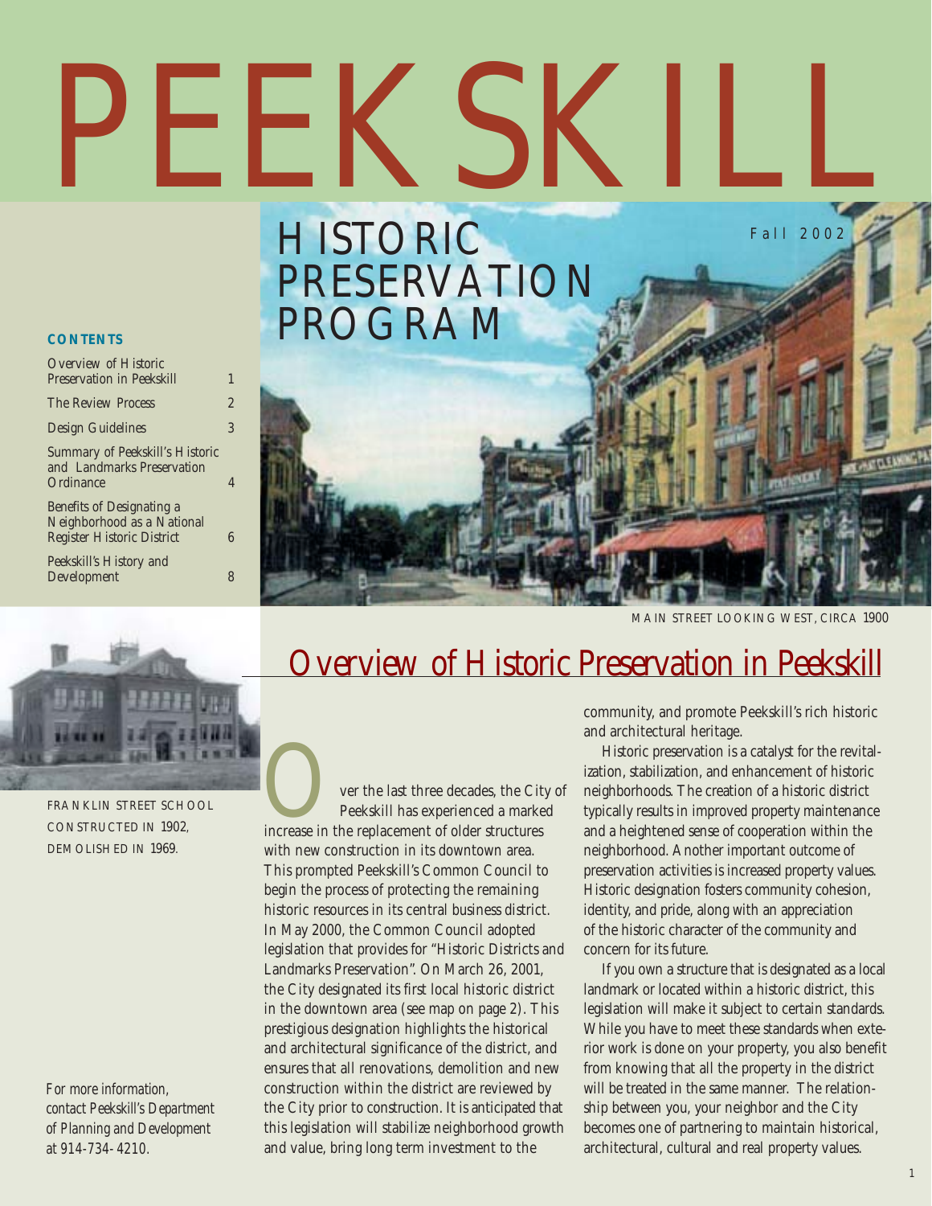# PEEKSKILL

## HISTORIC PRESERVATION PROGRAM

Fall 2002

**CONTENTS**

| | |
|---|---|
| Overview of Historic Preservation in Peekskill | 1 |
| The Review Process | 2 |
| Design Guidelines | 3 |
| Summary of Peekskill's Historic and Landmarks Preservation Ordinance | 4 |
| Benefits of Designating a Neighborhood as a National Register Historic District | 6 |
| Peekskill's History and Development | 8 |

MAIN STREET LOOKING WEST, CIRCA 1900

FRANKLIN STREET SCHOOL CONSTRUCTED IN 1902, DEMOLISHED IN 1969.

*For more information, contact Peekskill's Department of Planning and Development at 914-734-4210.*

## Overview of Historic Preservation in Peekskill

Over the last three decades, the City of Peekskill has experienced a marked increase in the replacement of older structures with new construction in its downtown area. This prompted Peekskill's Common Council to begin the process of protecting the remaining historic resources in its central business district. In May 2000, the Common Council adopted legislation that provides for "Historic Districts and Landmarks Preservation". On March 26, 2001, the City designated its first local historic district in the downtown area (see map on page 2). This prestigious designation highlights the historical and architectural significance of the district, and ensures that all renovations, demolition and new construction within the district are reviewed by the City prior to construction. It is anticipated that this legislation will stabilize neighborhood growth and value, bring long term investment to the community, and promote Peekskill's rich historic and architectural heritage.

Historic preservation is a catalyst for the revitalization, stabilization, and enhancement of historic neighborhoods. The creation of a historic district typically results in improved property maintenance and a heightened sense of cooperation within the neighborhood. Another important outcome of preservation activities is increased property values. Historic designation fosters community cohesion, identity, and pride, along with an appreciation of the historic character of the community and concern for its future.

If you own a structure that is designated as a local landmark or located within a historic district, this legislation will make it subject to certain standards. While you have to meet these standards when exterior work is done on your property, you also benefit from knowing that all the property in the district will be treated in the same manner. The relationship between you, your neighbor and the City becomes one of partnering to maintain historical, architectural, cultural and real property values.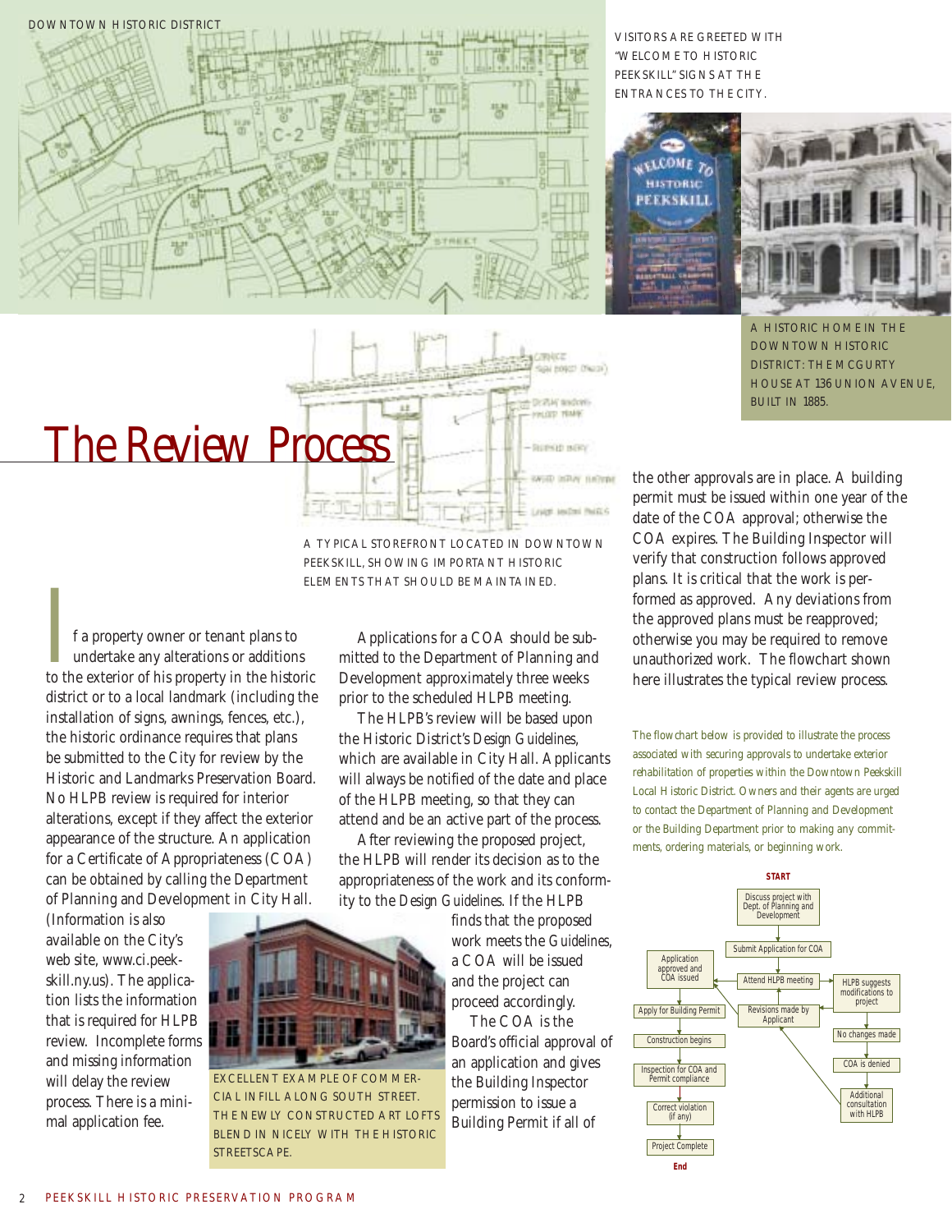DOWNTOWN HISTORIC DISTRICT

VISITORS ARE GREETED WITH "WELCOME TO HISTORIC PEEKSKILL" SIGNS AT THE ENTRANCES TO THE CITY.

A HISTORIC HOME IN THE DOWNTOWN HISTORIC DISTRICT: THE MCGURTY HOUSE AT 136 UNION AVENUE, BUILT IN 1885.

# The Review Process

A TYPICAL STOREFRONT LOCATED IN DOWNTOWN PEEKSKILL, SHOWING IMPORTANT HISTORIC ELEMENTS THAT SHOULD BE MAINTAINED.

If a property owner or tenant plans to undertake any alterations or additions to the exterior of his property in the historic district or to a local landmark (including the installation of signs, awnings, fences, etc.), the historic ordinance requires that plans be submitted to the City for review by the Historic and Landmarks Preservation Board. No HLPB review is required for interior alterations, except if they affect the exterior appearance of the structure. An application for a Certificate of Appropriateness (COA) can be obtained by calling the Department of Planning and Development in City Hall. (Information is also available on the City's web site, www.ci.peekskill.ny.us). The application lists the information that is required for HLPB review. Incomplete forms and missing information will delay the review process. There is a minimal application fee.

EXCELLENT EXAMPLE OF COMMERCIAL INFILL ALONG SOUTH STREET. THE NEWLY CONSTRUCTED ART LOFTS BLEND IN NICELY WITH THE HISTORIC STREETSCAPE.

Applications for a COA should be submitted to the Department of Planning and Development approximately three weeks prior to the scheduled HLPB meeting.

The HLPB's review will be based upon the Historic District's *Design Guidelines*, which are available in City Hall. Applicants will always be notified of the date and place of the HLPB meeting, so that they can attend and be an active part of the process.

After reviewing the proposed project, the HLPB will render its decision as to the appropriateness of the work and its conformity to the *Design Guidelines*. If the HLPB finds that the proposed work meets the *Guidelines*, a COA will be issued and the project can proceed accordingly.

The COA is the Board's official approval of an application and gives the Building Inspector permission to issue a Building Permit if all of the other approvals are in place. A building permit must be issued within one year of the date of the COA approval; otherwise the COA expires. The Building Inspector will verify that construction follows approved plans. It is critical that the work is performed as approved. Any deviations from the approved plans must be reapproved; otherwise you may be required to remove unauthorized work. The flowchart shown here illustrates the typical review process.

The flowchart below is provided to illustrate the process associated with securing approvals to undertake exterior rehabilitation of properties within the Downtown Peekskill Local Historic District. Owners and their agents are urged to contact the Department of Planning and Development or the Building Department prior to making any commitments, ordering materials, or beginning work.

**START**

- Discuss project with Dept. of Planning and Development
- Submit Application for COA
- Attend HLPB meeting
  - Application approved and COA issued
    - Apply for Building Permit
    - Construction begins
    - Inspection for COA and Permit compliance
    - Correct violation (if any)
    - Project Complete
  - HLPB suggests modifications to project
    - Revisions made by Applicant → Attend HLPB meeting
    - No changes made
      - COA is denied
      - Additional consultation with HLPB → Revisions made by Applicant

**End**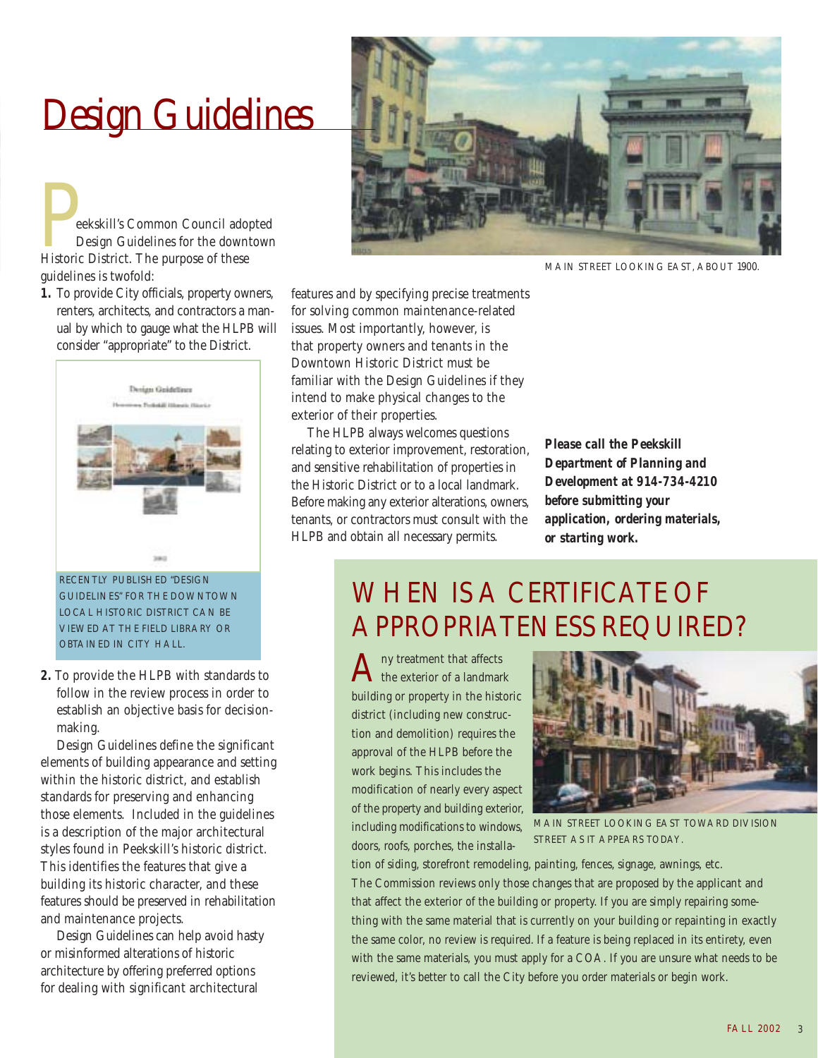# Design Guidelines

Peekskill's Common Council adopted Design Guidelines for the downtown Historic District. The purpose of these guidelines is twofold:

1. To provide City officials, property owners, renters, architects, and contractors a manual by which to gauge what the HLPB will consider "appropriate" to the District.

RECENTLY PUBLISHED "DESIGN GUIDELINES" FOR THE DOWNTOWN LOCAL HISTORIC DISTRICT CAN BE VIEWED AT THE FIELD LIBRARY OR OBTAINED IN CITY HALL.

2. To provide the HLPB with standards to follow in the review process in order to establish an objective basis for decision-making.

Design Guidelines define the significant elements of building appearance and setting within the historic district, and establish standards for preserving and enhancing those elements. Included in the guidelines is a description of the major architectural styles found in Peekskill's historic district. This identifies the features that give a building its historic character, and these features should be preserved in rehabilitation and maintenance projects.

Design Guidelines can help avoid hasty or misinformed alterations of historic architecture by offering preferred options for dealing with significant architectural features and by specifying precise treatments for solving common maintenance-related issues. Most importantly, however, is that property owners and tenants in the Downtown Historic District must be familiar with the Design Guidelines if they intend to make physical changes to the exterior of their properties.

The HLPB always welcomes questions relating to exterior improvement, restoration, and sensitive rehabilitation of properties in the Historic District or to a local landmark. Before making any exterior alterations, owners, tenants, or contractors must consult with the HLPB and obtain all necessary permits.

MAIN STREET LOOKING EAST, ABOUT 1900.

***Please call the Peekskill Department of Planning and Development at 914-734-4210 before submitting your application, ordering materials, or starting work.***

## WHEN IS A CERTIFICATE OF APPROPRIATENESS REQUIRED?

Any treatment that affects the exterior of a landmark building or property in the historic district (including new construction and demolition) requires the approval of the HLPB before the work begins. This includes the modification of nearly every aspect of the property and building exterior, including modifications to windows, doors, roofs, porches, the installation of siding, storefront remodeling, painting, fences, signage, awnings, etc. The Commission reviews only those changes that are proposed by the applicant and that affect the exterior of the building or property. If you are simply repairing something with the same material that is currently on your building or repainting in exactly the same color, no review is required. If a feature is being replaced in its entirety, even with the same materials, you must apply for a COA. If you are unsure what needs to be reviewed, it's better to call the City before you order materials or begin work.

MAIN STREET LOOKING EAST TOWARD DIVISION STREET AS IT APPEARS TODAY.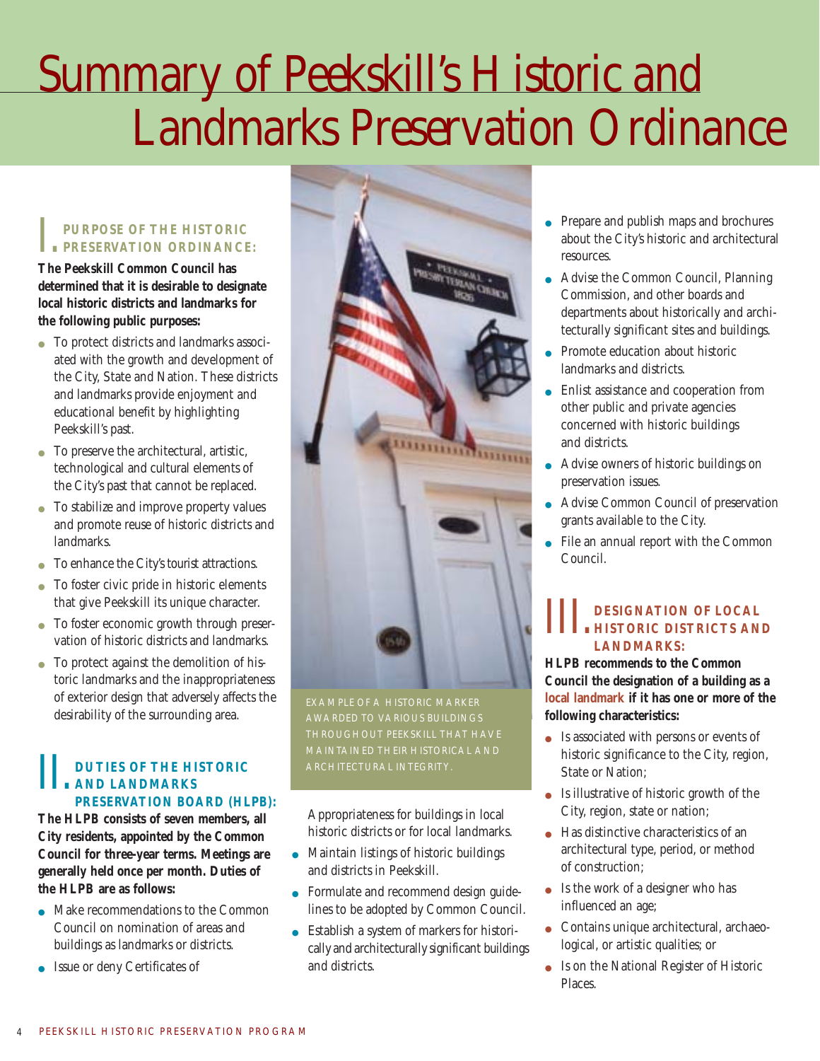# Summary of Peekskill's Historic and Landmarks Preservation Ordinance

## I. PURPOSE OF THE HISTORIC PRESERVATION ORDINANCE:

**The Peekskill Common Council has determined that it is desirable to designate local historic districts and landmarks for the following public purposes:**

- To protect districts and landmarks associated with the growth and development of the City, State and Nation. These districts and landmarks provide enjoyment and educational benefit by highlighting Peekskill's past.
- To preserve the architectural, artistic, technological and cultural elements of the City's past that cannot be replaced.
- To stabilize and improve property values and promote reuse of historic districts and landmarks.
- To enhance the City's tourist attractions.
- To foster civic pride in historic elements that give Peekskill its unique character.
- To foster economic growth through preservation of historic districts and landmarks.
- To protect against the demolition of historic landmarks and the inappropriateness of exterior design that adversely affects the desirability of the surrounding area.

## II. DUTIES OF THE HISTORIC AND LANDMARKS PRESERVATION BOARD (HLPB):

**The HLPB consists of seven members, all City residents, appointed by the Common Council for three-year terms. Meetings are generally held once per month. Duties of the HLPB are as follows:**

- Make recommendations to the Common Council on nomination of areas and buildings as landmarks or districts.
- Issue or deny Certificates of Appropriateness for buildings in local historic districts or for local landmarks.
- Maintain listings of historic buildings and districts in Peekskill.
- Formulate and recommend design guidelines to be adopted by Common Council.
- Establish a system of markers for historically and architecturally significant buildings and districts.
- Prepare and publish maps and brochures about the City's historic and architectural resources.
- Advise the Common Council, Planning Commission, and other boards and departments about historically and architecturally significant sites and buildings.
- Promote education about historic landmarks and districts.
- Enlist assistance and cooperation from other public and private agencies concerned with historic buildings and districts.
- Advise owners of historic buildings on preservation issues.
- Advise Common Council of preservation grants available to the City.
- File an annual report with the Common Council.

EXAMPLE OF A HISTORIC MARKER AWARDED TO VARIOUS BUILDINGS THROUGHOUT PEEKSKILL THAT HAVE MAINTAINED THEIR HISTORICAL AND ARCHITECTURAL INTEGRITY.

## III. DESIGNATION OF LOCAL HISTORIC DISTRICTS AND LANDMARKS:

**HLPB recommends to the Common Council the designation of a building as a local landmark if it has one or more of the following characteristics:**

- Is associated with persons or events of historic significance to the City, region, State or Nation;
- Is illustrative of historic growth of the City, region, state or nation;
- Has distinctive characteristics of an architectural type, period, or method of construction;
- Is the work of a designer who has influenced an age;
- Contains unique architectural, archaeological, or artistic qualities; or
- Is on the National Register of Historic Places.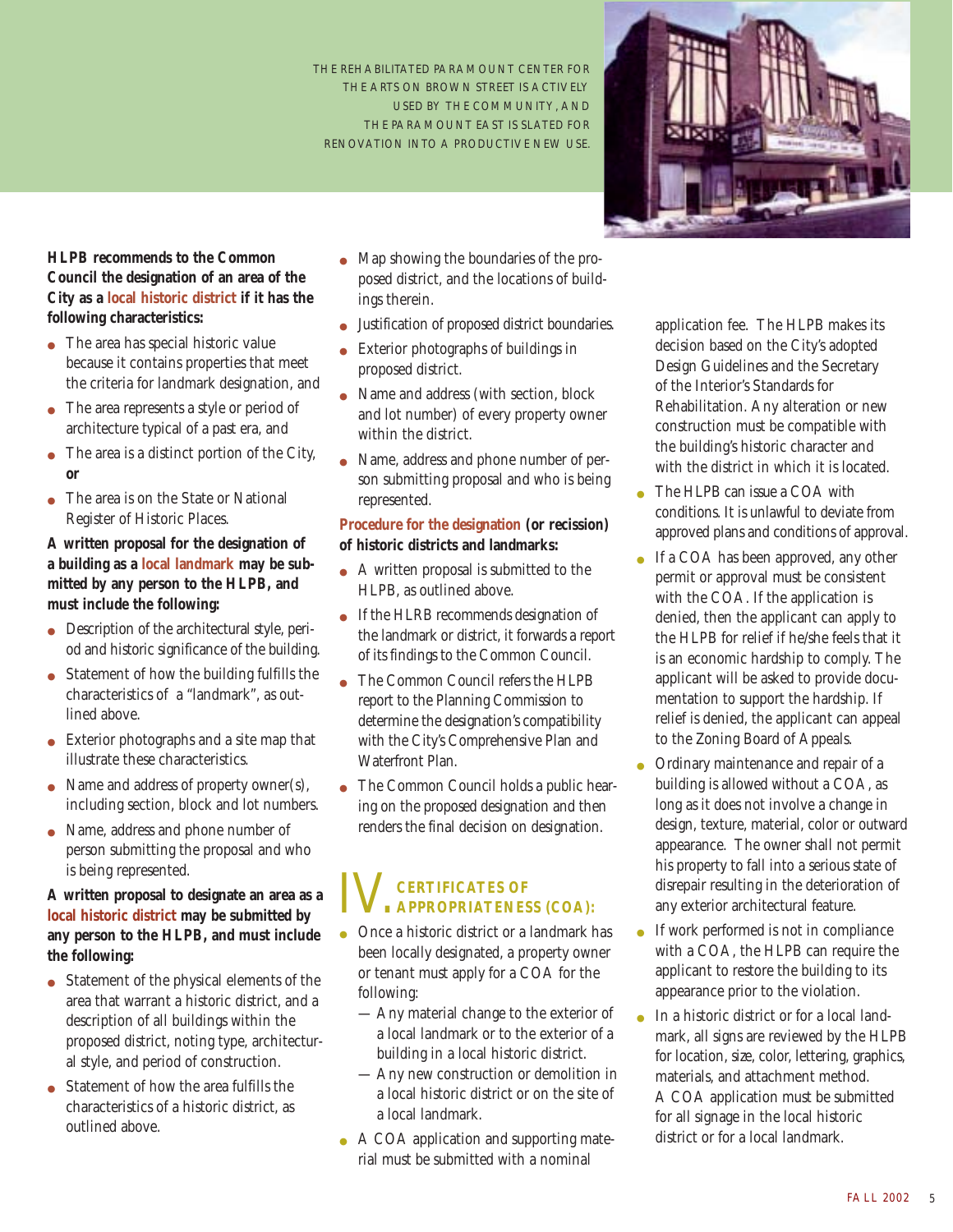THE REHABILITATED PARAMOUNT CENTER FOR THE ARTS ON BROWN STREET IS ACTIVELY USED BY THE COMMUNITY, AND THE PARAMOUNT EAST IS SLATED FOR RENOVATION INTO A PRODUCTIVE NEW USE.

**HLPB recommends to the Common Council the designation of an area of the City as a local historic district if it has the following characteristics:**

- The area has special historic value because it contains properties that meet the criteria for landmark designation, and
- The area represents a style or period of architecture typical of a past era, and
- The area is a distinct portion of the City, **or**
- The area is on the State or National Register of Historic Places.

**A written proposal for the designation of a building as a local landmark may be submitted by any person to the HLPB, and must include the following:**

- Description of the architectural style, period and historic significance of the building.
- Statement of how the building fulfills the characteristics of a "landmark", as outlined above.
- Exterior photographs and a site map that illustrate these characteristics.
- Name and address of property owner(s), including section, block and lot numbers.
- Name, address and phone number of person submitting the proposal and who is being represented.

**A written proposal to designate an area as a local historic district may be submitted by any person to the HLPB, and must include the following:**

- Statement of the physical elements of the area that warrant a historic district, and a description of all buildings within the proposed district, noting type, architectural style, and period of construction.
- Statement of how the area fulfills the characteristics of a historic district, as outlined above.
- Map showing the boundaries of the proposed district, and the locations of buildings therein.
- Justification of proposed district boundaries.
- Exterior photographs of buildings in proposed district.
- Name and address (with section, block and lot number) of every property owner within the district.
- Name, address and phone number of person submitting proposal and who is being represented.

**Procedure for the designation (or recission) of historic districts and landmarks:**

- A written proposal is submitted to the HLPB, as outlined above.
- If the HLRB recommends designation of the landmark or district, it forwards a report of its findings to the Common Council.
- The Common Council refers the HLPB report to the Planning Commission to determine the designation's compatibility with the City's Comprehensive Plan and Waterfront Plan.
- The Common Council holds a public hearing on the proposed designation and then renders the final decision on designation.

## IV. CERTIFICATES OF APPROPRIATENESS (COA):

- Once a historic district or a landmark has been locally designated, a property owner or tenant must apply for a COA for the following:
  - Any material change to the exterior of a local landmark or to the exterior of a building in a local historic district.
  - Any new construction or demolition in a local historic district or on the site of a local landmark.
- A COA application and supporting material must be submitted with a nominal application fee. The HLPB makes its decision based on the City's adopted Design Guidelines and the Secretary of the Interior's Standards for Rehabilitation. Any alteration or new construction must be compatible with the building's historic character and with the district in which it is located.
- The HLPB can issue a COA with conditions. It is unlawful to deviate from approved plans and conditions of approval.
- If a COA has been approved, any other permit or approval must be consistent with the COA. If the application is denied, then the applicant can apply to the HLPB for relief if he/she feels that it is an economic hardship to comply. The applicant will be asked to provide documentation to support the hardship. If relief is denied, the applicant can appeal to the Zoning Board of Appeals.
- Ordinary maintenance and repair of a building is allowed without a COA, as long as it does not involve a change in design, texture, material, color or outward appearance. The owner shall not permit his property to fall into a serious state of disrepair resulting in the deterioration of any exterior architectural feature.
- If work performed is not in compliance with a COA, the HLPB can require the applicant to restore the building to its appearance prior to the violation.
- In a historic district or for a local landmark, all signs are reviewed by the HLPB for location, size, color, lettering, graphics, materials, and attachment method. A COA application must be submitted for all signage in the local historic district or for a local landmark.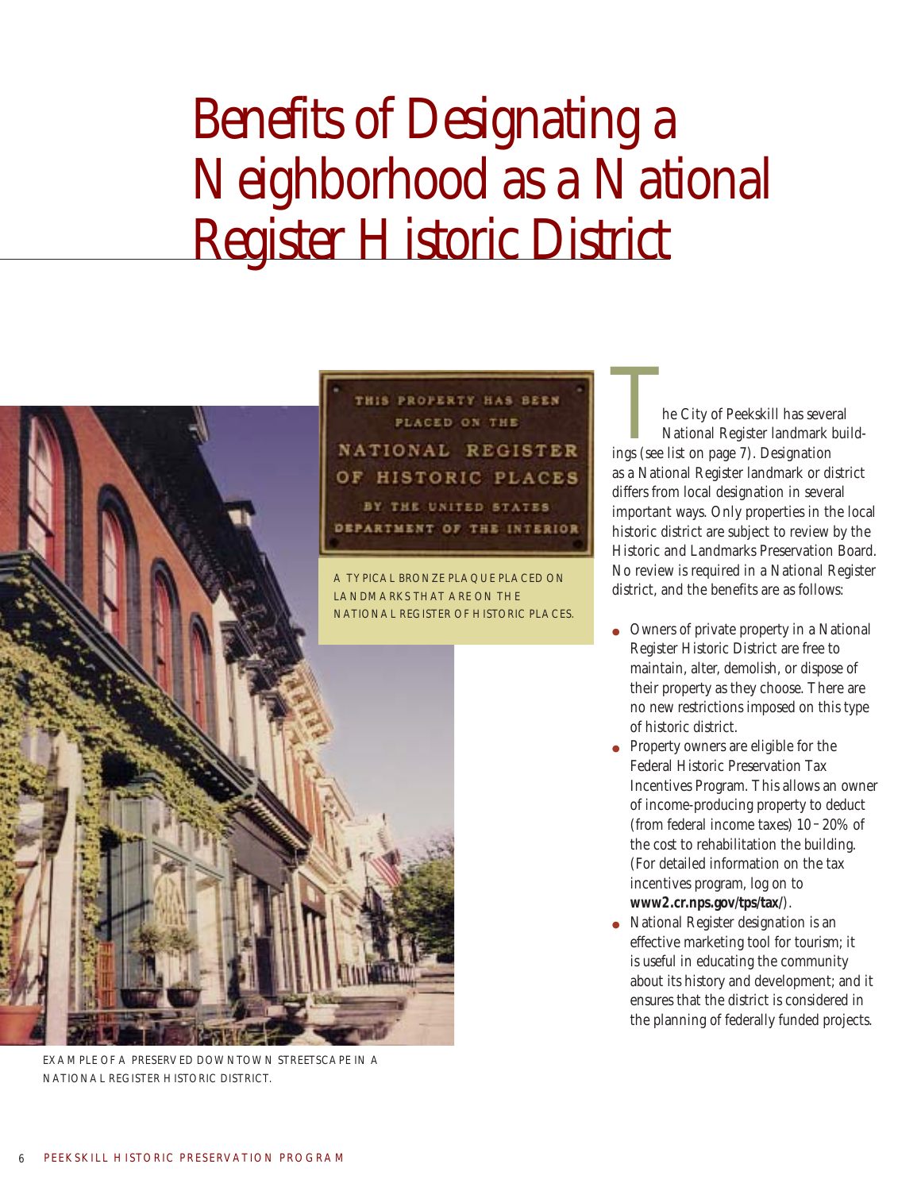# Benefits of Designating a Neighborhood as a National Register Historic District

A TYPICAL BRONZE PLAQUE PLACED ON LANDMARKS THAT ARE ON THE NATIONAL REGISTER OF HISTORIC PLACES.

EXAMPLE OF A PRESERVED DOWNTOWN STREETSCAPE IN A NATIONAL REGISTER HISTORIC DISTRICT.

The City of Peekskill has several National Register landmark buildings (see list on page 7). Designation as a National Register landmark or district differs from local designation in several important ways. Only properties in the local historic district are subject to review by the Historic and Landmarks Preservation Board. No review is required in a National Register district, and the benefits are as follows:

- Owners of private property in a National Register Historic District are free to maintain, alter, demolish, or dispose of their property as they choose. There are no new restrictions imposed on this type of historic district.
- Property owners are eligible for the Federal Historic Preservation Tax Incentives Program. This allows an owner of income-producing property to deduct (from federal income taxes) 10–20% of the cost to rehabilitation the building. (For detailed information on the tax incentives program, log on to **www2.cr.nps.gov/tps/tax/**).
- National Register designation is an effective marketing tool for tourism; it is useful in educating the community about its history and development; and it ensures that the district is considered in the planning of federally funded projects.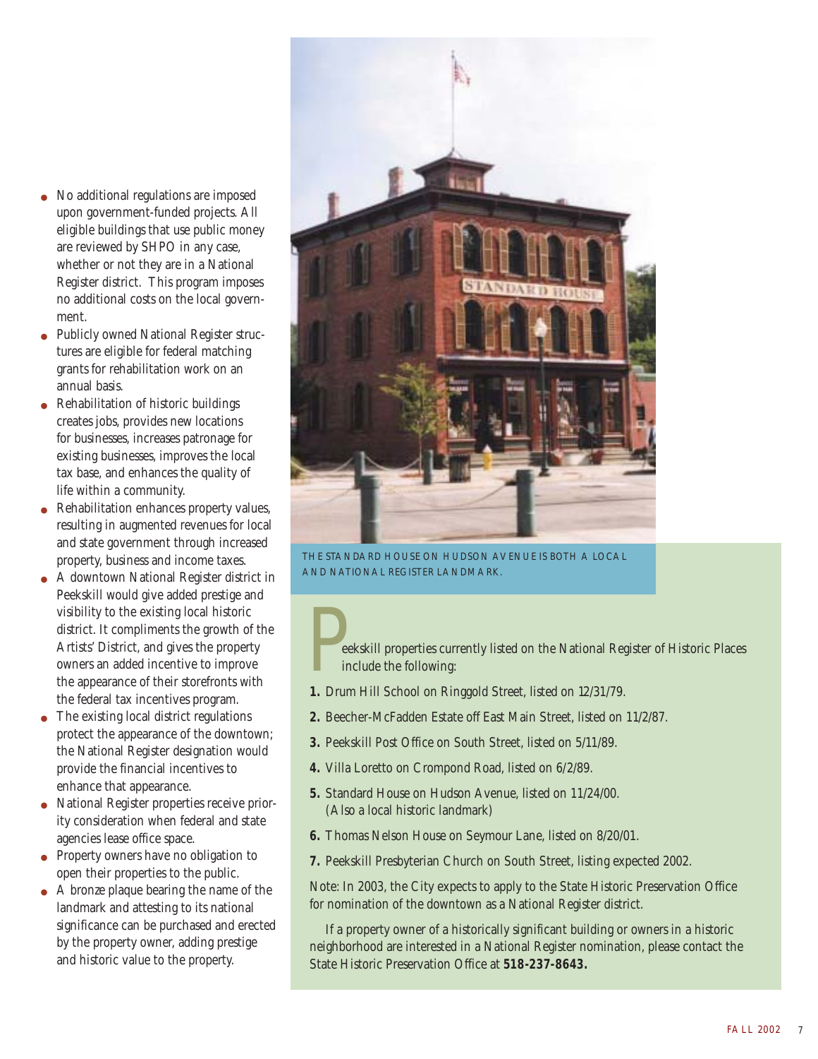- No additional regulations are imposed upon government-funded projects. All eligible buildings that use public money are reviewed by SHPO in any case, whether or not they are in a National Register district. This program imposes no additional costs on the local government.
- Publicly owned National Register structures are eligible for federal matching grants for rehabilitation work on an annual basis.
- Rehabilitation of historic buildings creates jobs, provides new locations for businesses, increases patronage for existing businesses, improves the local tax base, and enhances the quality of life within a community.
- Rehabilitation enhances property values, resulting in augmented revenues for local and state government through increased property, business and income taxes.
- A downtown National Register district in Peekskill would give added prestige and visibility to the existing local historic district. It compliments the growth of the Artists' District, and gives the property owners an added incentive to improve the appearance of their storefronts with the federal tax incentives program.
- The existing local district regulations protect the appearance of the downtown; the National Register designation would provide the financial incentives to enhance that appearance.
- National Register properties receive priority consideration when federal and state agencies lease office space.
- Property owners have no obligation to open their properties to the public.
- A bronze plaque bearing the name of the landmark and attesting to its national significance can be purchased and erected by the property owner, adding prestige and historic value to the property.

THE STANDARD HOUSE ON HUDSON AVENUE IS BOTH A LOCAL AND NATIONAL REGISTER LANDMARK.

Peekskill properties currently listed on the National Register of Historic Places include the following:

1. Drum Hill School on Ringgold Street, listed on 12/31/79.
2. Beecher-McFadden Estate off East Main Street, listed on 11/2/87.
3. Peekskill Post Office on South Street, listed on 5/11/89.
4. Villa Loretto on Crompond Road, listed on 6/2/89.
5. Standard House on Hudson Avenue, listed on 11/24/00. (Also a local historic landmark)
6. Thomas Nelson House on Seymour Lane, listed on 8/20/01.
7. Peekskill Presbyterian Church on South Street, listing expected 2002.

Note: In 2003, the City expects to apply to the State Historic Preservation Office for nomination of the downtown as a National Register district.

If a property owner of a historically significant building or owners in a historic neighborhood are interested in a National Register nomination, please contact the State Historic Preservation Office at **518-237-8643.**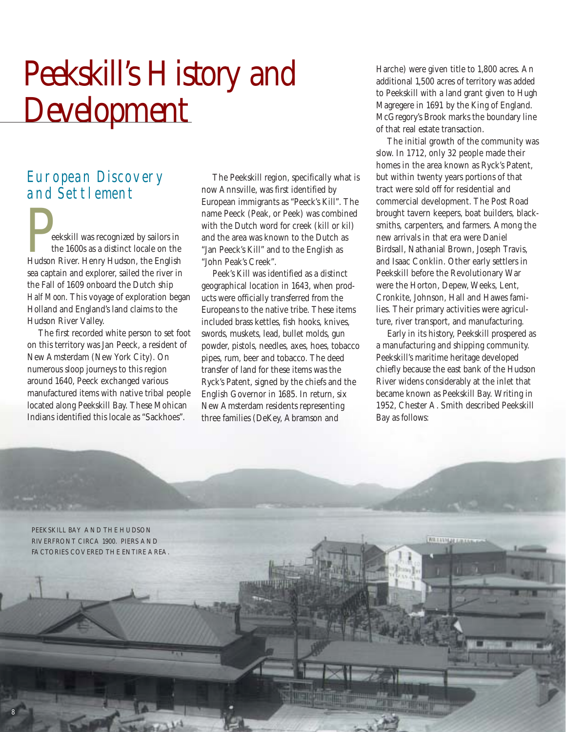# Peekskill's History and Development

## European Discovery and Settlement

Peekskill was recognized by sailors in the 1600s as a distinct locale on the Hudson River. Henry Hudson, the English sea captain and explorer, sailed the river in the Fall of 1609 onboard the Dutch ship *Half Moon*. This voyage of exploration began Holland and England's land claims to the Hudson River Valley.

The first recorded white person to set foot on this territory was Jan Peeck, a resident of New Amsterdam (New York City). On numerous sloop journeys to this region around 1640, Peeck exchanged various manufactured items with native tribal people located along Peekskill Bay. These Mohican Indians identified this locale as "Sackhoes".

The Peekskill region, specifically what is now Annsville, was first identified by European immigrants as "Peeck's Kill". The name Peeck (Peak, or Peek) was combined with the Dutch word for creek (kill or kil) and the area was known to the Dutch as "Jan Peeck's Kill" and to the English as "John Peak's Creek".

Peek's Kill was identified as a distinct geographical location in 1643, when products were officially transferred from the Europeans to the native tribe. These items included brass kettles, fish hooks, knives, swords, muskets, lead, bullet molds, gun powder, pistols, needles, axes, hoes, tobacco pipes, rum, beer and tobacco. The deed transfer of land for these items was the Ryck's Patent, signed by the chiefs and the English Governor in 1685. In return, six New Amsterdam residents representing three families (DeKey, Abramson and Harche) were given title to 1,800 acres. An additional 1,500 acres of territory was added to Peekskill with a land grant given to Hugh Magregere in 1691 by the King of England. McGregory's Brook marks the boundary line of that real estate transaction.

The initial growth of the community was slow. In 1712, only 32 people made their homes in the area known as Ryck's Patent, but within twenty years portions of that tract were sold off for residential and commercial development. The Post Road brought tavern keepers, boat builders, blacksmiths, carpenters, and farmers. Among the new arrivals in that era were Daniel Birdsall, Nathanial Brown, Joseph Travis, and Isaac Conklin. Other early settlers in Peekskill before the Revolutionary War were the Horton, Depew, Weeks, Lent, Cronkite, Johnson, Hall and Hawes families. Their primary activities were agriculture, river transport, and manufacturing.

Early in its history, Peekskill prospered as a manufacturing and shipping community. Peekskill's maritime heritage developed chiefly because the east bank of the Hudson River widens considerably at the inlet that became known as Peekskill Bay. Writing in 1952, Chester A. Smith described Peekskill Bay as follows:

PEEKSKILL BAY AND THE HUDSON RIVERFRONT CIRCA 1900. PIERS AND FACTORIES COVERED THE ENTIRE AREA.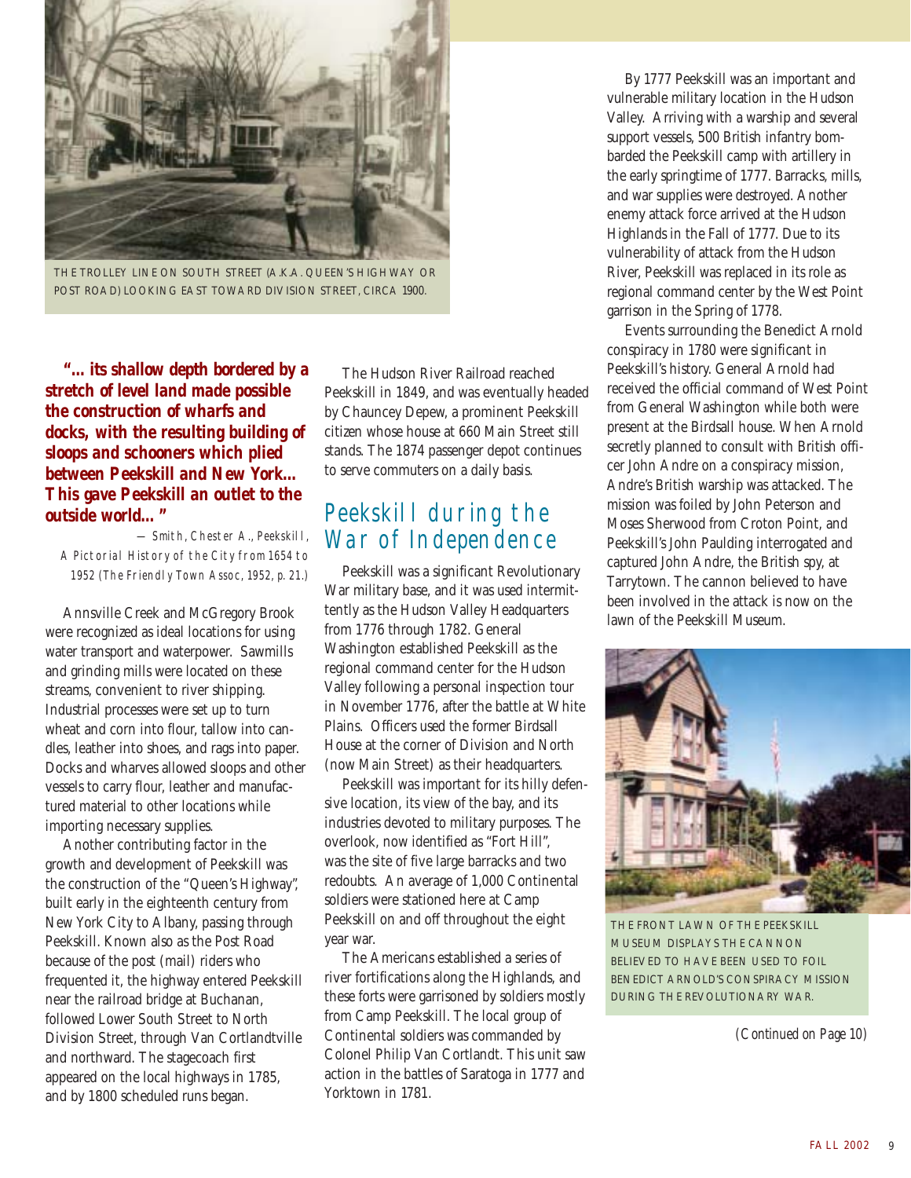THE TROLLEY LINE ON SOUTH STREET (A.K.A. QUEEN'S HIGHWAY OR POST ROAD) LOOKING EAST TOWARD DIVISION STREET, CIRCA 1900.

**"... its shallow depth bordered by a stretch of level land made possible the construction of wharfs and docks, with the resulting building of sloops and schooners which plied between Peekskill and New York... This gave Peekskill an outlet to the outside world..."**

— Smith, Chester A., *Peekskill, A Pictorial History of the City from 1654 to 1952* (The Friendly Town Assoc, 1952, p. 21.)

Annsville Creek and McGregory Brook were recognized as ideal locations for using water transport and waterpower. Sawmills and grinding mills were located on these streams, convenient to river shipping. Industrial processes were set up to turn wheat and corn into flour, tallow into candles, leather into shoes, and rags into paper. Docks and wharves allowed sloops and other vessels to carry flour, leather and manufactured material to other locations while importing necessary supplies.

Another contributing factor in the growth and development of Peekskill was the construction of the "Queen's Highway", built early in the eighteenth century from New York City to Albany, passing through Peekskill. Known also as the Post Road because of the post (mail) riders who frequented it, the highway entered Peekskill near the railroad bridge at Buchanan, followed Lower South Street to North Division Street, through Van Cortlandtville and northward. The stagecoach first appeared on the local highways in 1785, and by 1800 scheduled runs began.

The Hudson River Railroad reached Peekskill in 1849, and was eventually headed by Chauncey Depew, a prominent Peekskill citizen whose house at 660 Main Street still stands. The 1874 passenger depot continues to serve commuters on a daily basis.

## Peekskill during the War of Independence

Peekskill was a significant Revolutionary War military base, and it was used intermittently as the Hudson Valley Headquarters from 1776 through 1782. General Washington established Peekskill as the regional command center for the Hudson Valley following a personal inspection tour in November 1776, after the battle at White Plains. Officers used the former Birdsall House at the corner of Division and North (now Main Street) as their headquarters.

Peekskill was important for its hilly defensive location, its view of the bay, and its industries devoted to military purposes. The overlook, now identified as "Fort Hill", was the site of five large barracks and two redoubts. An average of 1,000 Continental soldiers were stationed here at Camp Peekskill on and off throughout the eight year war.

The Americans established a series of river fortifications along the Highlands, and these forts were garrisoned by soldiers mostly from Camp Peekskill. The local group of Continental soldiers was commanded by Colonel Philip Van Cortlandt. This unit saw action in the battles of Saratoga in 1777 and Yorktown in 1781.

By 1777 Peekskill was an important and vulnerable military location in the Hudson Valley. Arriving with a warship and several support vessels, 500 British infantry bombarded the Peekskill camp with artillery in the early springtime of 1777. Barracks, mills, and war supplies were destroyed. Another enemy attack force arrived at the Hudson Highlands in the Fall of 1777. Due to its vulnerability of attack from the Hudson River, Peekskill was replaced in its role as regional command center by the West Point garrison in the Spring of 1778.

Events surrounding the Benedict Arnold conspiracy in 1780 were significant in Peekskill's history. General Arnold had received the official command of West Point from General Washington while both were present at the Birdsall house. When Arnold secretly planned to consult with British officer John Andre on a conspiracy mission, Andre's British warship was attacked. The mission was foiled by John Peterson and Moses Sherwood from Croton Point, and Peekskill's John Paulding interrogated and captured John Andre, the British spy, at Tarrytown. The cannon believed to have been involved in the attack is now on the lawn of the Peekskill Museum.

THE FRONT LAWN OF THE PEEKSKILL MUSEUM DISPLAYS THE CANNON BELIEVED TO HAVE BEEN USED TO FOIL BENEDICT ARNOLD'S CONSPIRACY MISSION DURING THE REVOLUTIONARY WAR.

*(Continued on Page 10)*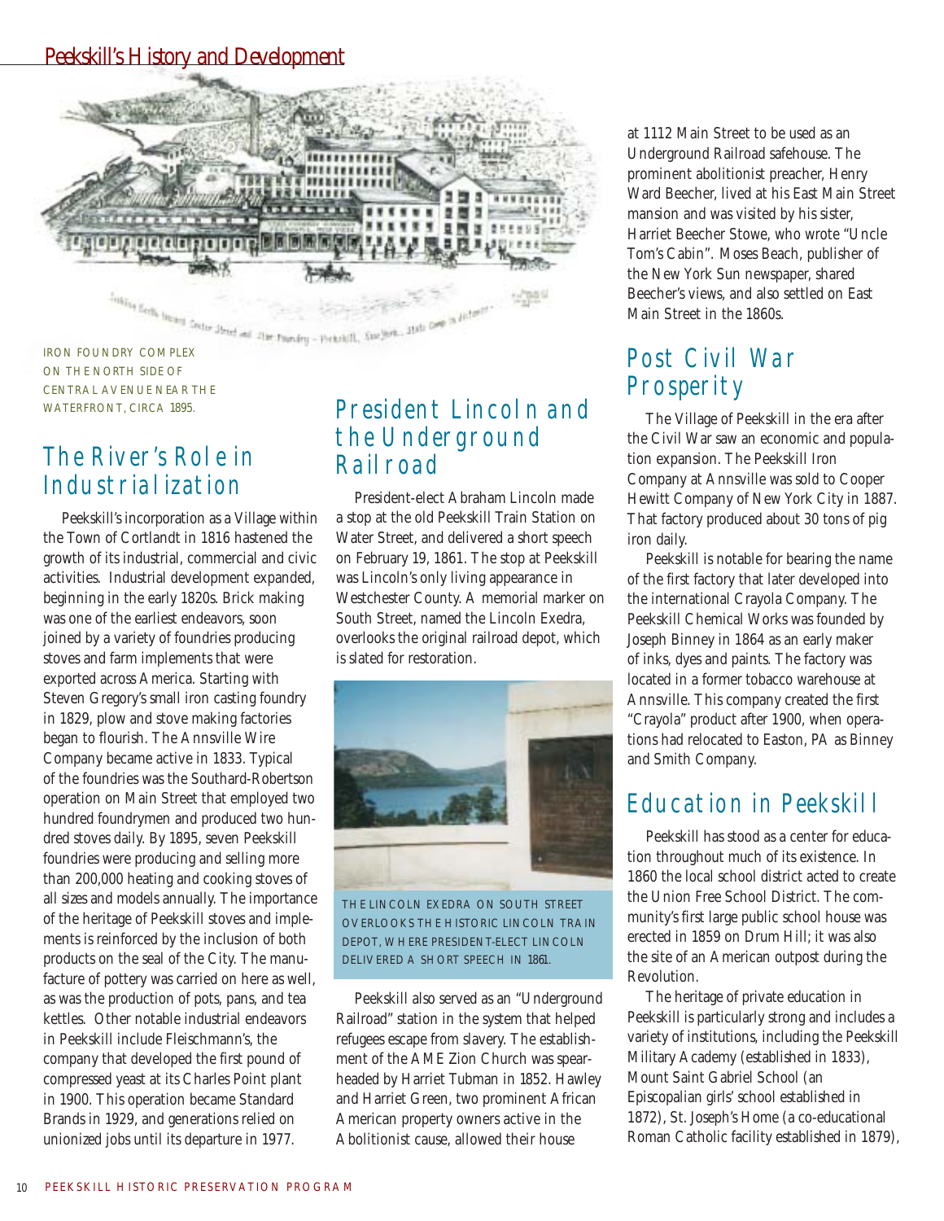## Peekskill's History and Development

IRON FOUNDRY COMPLEX ON THE NORTH SIDE OF CENTRAL AVENUE NEAR THE WATERFRONT, CIRCA 1895.

### The River's Role in Industrialization

Peekskill's incorporation as a Village within the Town of Cortlandt in 1816 hastened the growth of its industrial, commercial and civic activities. Industrial development expanded, beginning in the early 1820s. Brick making was one of the earliest endeavors, soon joined by a variety of foundries producing stoves and farm implements that were exported across America. Starting with Steven Gregory's small iron casting foundry in 1829, plow and stove making factories began to flourish. The Annsville Wire Company became active in 1833. Typical of the foundries was the Southard-Robertson operation on Main Street that employed two hundred foundrymen and produced two hundred stoves daily. By 1895, seven Peekskill foundries were producing and selling more than 200,000 heating and cooking stoves of all sizes and models annually. The importance of the heritage of Peekskill stoves and implements is reinforced by the inclusion of both products on the seal of the City. The manufacture of pottery was carried on here as well, as was the production of pots, pans, and tea kettles. Other notable industrial endeavors in Peekskill include Fleischmann's, the company that developed the first pound of compressed yeast at its Charles Point plant in 1900. This operation became Standard Brands in 1929, and generations relied on unionized jobs until its departure in 1977.

### President Lincoln and the Underground Railroad

President-elect Abraham Lincoln made a stop at the old Peekskill Train Station on Water Street, and delivered a short speech on February 19, 1861. The stop at Peekskill was Lincoln's only living appearance in Westchester County. A memorial marker on South Street, named the Lincoln Exedra, overlooks the original railroad depot, which is slated for restoration.

THE LINCOLN EXEDRA ON SOUTH STREET OVERLOOKS THE HISTORIC LINCOLN TRAIN DEPOT, WHERE PRESIDENT-ELECT LINCOLN DELIVERED A SHORT SPEECH IN 1861.

Peekskill also served as an "Underground Railroad" station in the system that helped refugees escape from slavery. The establishment of the AME Zion Church was spearheaded by Harriet Tubman in 1852. Hawley and Harriet Green, two prominent African American property owners active in the Abolitionist cause, allowed their house at 1112 Main Street to be used as an Underground Railroad safehouse. The prominent abolitionist preacher, Henry Ward Beecher, lived at his East Main Street mansion and was visited by his sister, Harriet Beecher Stowe, who wrote "Uncle Tom's Cabin". Moses Beach, publisher of the New York Sun newspaper, shared Beecher's views, and also settled on East Main Street in the 1860s.

### Post Civil War Prosperity

The Village of Peekskill in the era after the Civil War saw an economic and population expansion. The Peekskill Iron Company at Annsville was sold to Cooper Hewitt Company of New York City in 1887. That factory produced about 30 tons of pig iron daily.

Peekskill is notable for bearing the name of the first factory that later developed into the international Crayola Company. The Peekskill Chemical Works was founded by Joseph Binney in 1864 as an early maker of inks, dyes and paints. The factory was located in a former tobacco warehouse at Annsville. This company created the first "Crayola" product after 1900, when operations had relocated to Easton, PA as Binney and Smith Company.

### Education in Peekskill

Peekskill has stood as a center for education throughout much of its existence. In 1860 the local school district acted to create the Union Free School District. The community's first large public school house was erected in 1859 on Drum Hill; it was also the site of an American outpost during the Revolution.

The heritage of private education in Peekskill is particularly strong and includes a variety of institutions, including the Peekskill Military Academy (established in 1833), Mount Saint Gabriel School (an Episcopalian girls' school established in 1872), St. Joseph's Home (a co-educational Roman Catholic facility established in 1879),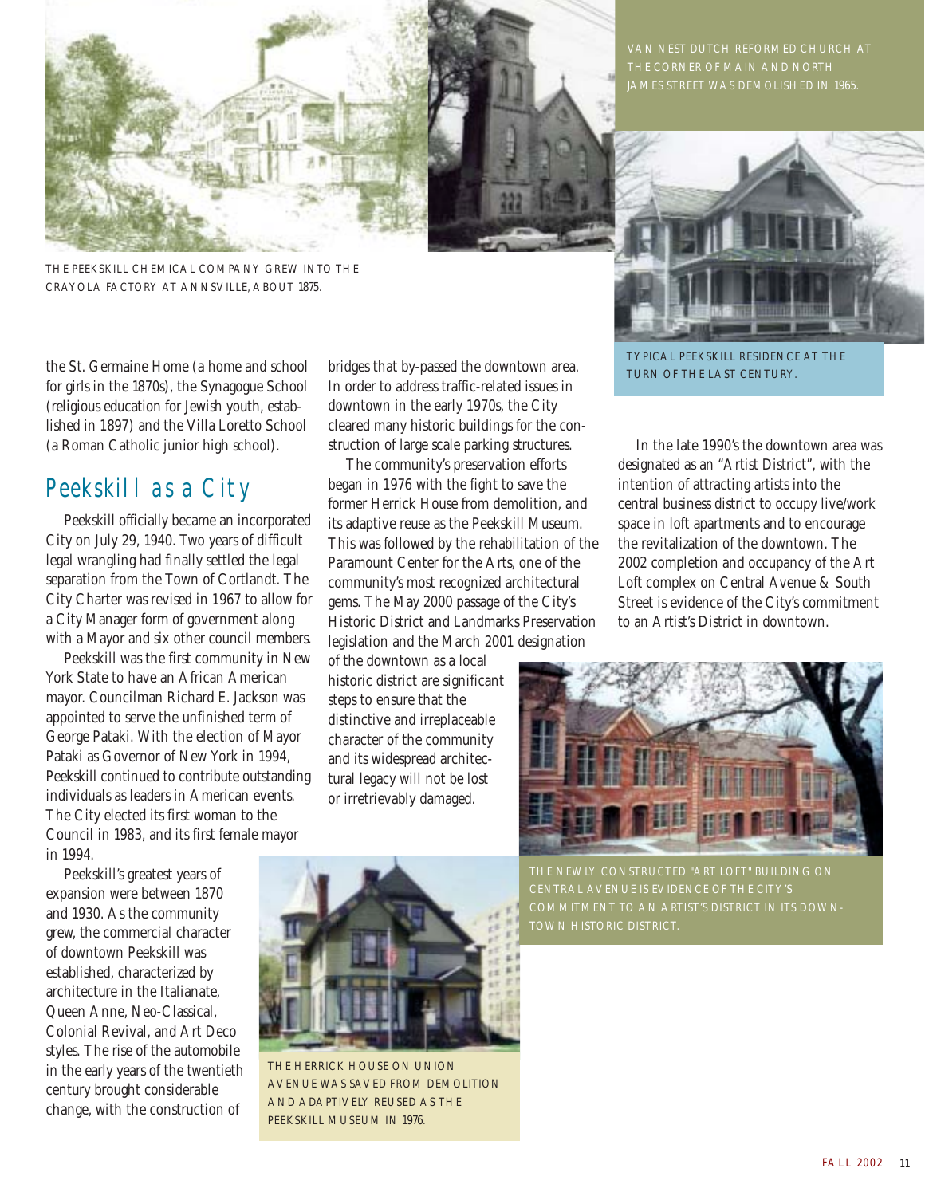THE PEEKSKILL CHEMICAL COMPANY GREW INTO THE CRAYOLA FACTORY AT ANNSVILLE, ABOUT 1875.

VAN NEST DUTCH REFORMED CHURCH AT THE CORNER OF MAIN AND NORTH JAMES STREET WAS DEMOLISHED IN 1965.

TYPICAL PEEKSKILL RESIDENCE AT THE TURN OF THE LAST CENTURY.

the St. Germaine Home (a home and school for girls in the 1870s), the Synagogue School (religious education for Jewish youth, established in 1897) and the Villa Loretto School (a Roman Catholic junior high school).

## Peekskill as a City

Peekskill officially became an incorporated City on July 29, 1940. Two years of difficult legal wrangling had finally settled the legal separation from the Town of Cortlandt. The City Charter was revised in 1967 to allow for a City Manager form of government along with a Mayor and six other council members.

Peekskill was the first community in New York State to have an African American mayor. Councilman Richard E. Jackson was appointed to serve the unfinished term of George Pataki. With the election of Mayor Pataki as Governor of New York in 1994, Peekskill continued to contribute outstanding individuals as leaders in American events. The City elected its first woman to the Council in 1983, and its first female mayor in 1994.

Peekskill's greatest years of expansion were between 1870 and 1930. As the community grew, the commercial character of downtown Peekskill was established, characterized by architecture in the Italianate, Queen Anne, Neo-Classical, Colonial Revival, and Art Deco styles. The rise of the automobile in the early years of the twentieth century brought considerable change, with the construction of bridges that by-passed the downtown area. In order to address traffic-related issues in downtown in the early 1970s, the City cleared many historic buildings for the construction of large scale parking structures.

The community's preservation efforts began in 1976 with the fight to save the former Herrick House from demolition, and its adaptive reuse as the Peekskill Museum. This was followed by the rehabilitation of the Paramount Center for the Arts, one of the community's most recognized architectural gems. The May 2000 passage of the City's Historic District and Landmarks Preservation legislation and the March 2001 designation of the downtown as a local historic district are significant steps to ensure that the distinctive and irreplaceable character of the community and its widespread architectural legacy will not be lost or irretrievably damaged.

THE HERRICK HOUSE ON UNION AVENUE WAS SAVED FROM DEMOLITION AND ADAPTIVELY REUSED AS THE PEEKSKILL MUSEUM IN 1976.

In the late 1990's the downtown area was designated as an "Artist District", with the intention of attracting artists into the central business district to occupy live/work space in loft apartments and to encourage the revitalization of the downtown. The 2002 completion and occupancy of the Art Loft complex on Central Avenue & South Street is evidence of the City's commitment to an Artist's District in downtown.

THE NEWLY CONSTRUCTED "ART LOFT" BUILDING ON CENTRAL AVENUE IS EVIDENCE OF THE CITY'S COMMITMENT TO AN ARTIST'S DISTRICT IN ITS DOWNTOWN HISTORIC DISTRICT.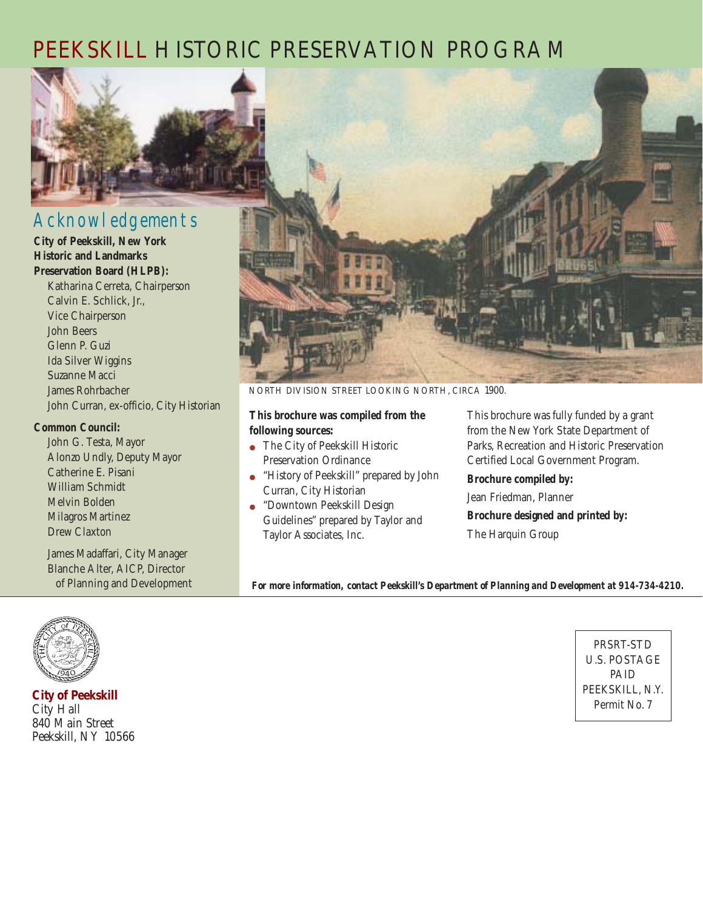# PEEKSKILL HISTORIC PRESERVATION PROGRAM

## Acknowledgements

**City of Peekskill, New York Historic and Landmarks Preservation Board (HLPB):**

- Katharina Cerreta, Chairperson
- Calvin E. Schlick, Jr., Vice Chairperson
- John Beers
- Glenn P. Guzi
- Ida Silver Wiggins
- Suzanne Macci
- James Rohrbacher
- John Curran, ex-officio, City Historian

**Common Council:**

- John G. Testa, Mayor
- Alonzo Undly, Deputy Mayor
- Catherine E. Pisani
- William Schmidt
- Melvin Bolden
- Milagros Martinez
- Drew Claxton

James Madaffari, City Manager
Blanche Alter, AICP, Director of Planning and Development

NORTH DIVISION STREET LOOKING NORTH, CIRCA 1900.

**This brochure was compiled from the following sources:**

- The City of Peekskill Historic Preservation Ordinance
- "History of Peekskill" prepared by John Curran, City Historian
- "Downtown Peekskill Design Guidelines" prepared by Taylor and Taylor Associates, Inc.

This brochure was fully funded by a grant from the New York State Department of Parks, Recreation and Historic Preservation Certified Local Government Program.

**Brochure compiled by:**

Jean Friedman, Planner

**Brochure designed and printed by:**

The Harquin Group

***For more information, contact Peekskill's Department of Planning and Development at 914-734-4210.***

**City of Peekskill**
City Hall
840 Main Street
Peekskill, NY 10566

PRSRT-STD
U.S. POSTAGE
PAID
PEEKSKILL, N.Y.
Permit No. 7